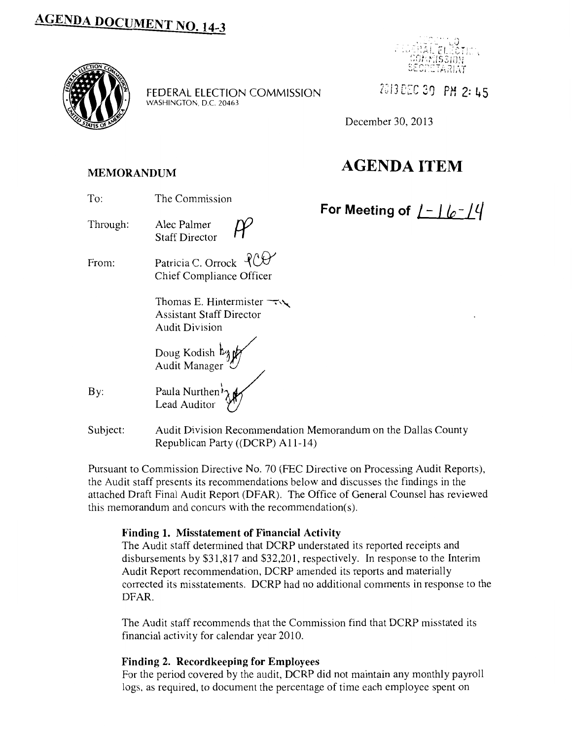# AGENDA DOCUMENT NO. 14-3

FEDERAL ELECTION COMMISSION
WASHINGTON, D.C. 20463

RECEIVED
FEDERAL ELECTION COMMISSION SECRETARIAT

2013 DEC 30 PM 2:45

December 30, 2013

## MEMORANDUM

# AGENDA ITEM

**For Meeting of 1-16-14**

To: The Commission

Through: Alec Palmer
Staff Director

From: Patricia C. Orrock
Chief Compliance Officer

Thomas E. Hintermister
Assistant Staff Director
Audit Division

Doug Kodish
Audit Manager

By: Paula Nurthen
Lead Auditor

Subject: Audit Division Recommendation Memorandum on the Dallas County Republican Party ((DCRP) A11-14)

Pursuant to Commission Directive No. 70 (FEC Directive on Processing Audit Reports), the Audit staff presents its recommendations below and discusses the findings in the attached Draft Final Audit Report (DFAR). The Office of General Counsel has reviewed this memorandum and concurs with the recommendation(s).

**Finding 1. Misstatement of Financial Activity**

The Audit staff determined that DCRP understated its reported receipts and disbursements by $31,817 and $32,201, respectively. In response to the Interim Audit Report recommendation, DCRP amended its reports and materially corrected its misstatements. DCRP had no additional comments in response to the DFAR.

The Audit staff recommends that the Commission find that DCRP misstated its financial activity for calendar year 2010.

**Finding 2. Recordkeeping for Employees**

For the period covered by the audit, DCRP did not maintain any monthly payroll logs, as required, to document the percentage of time each employee spent on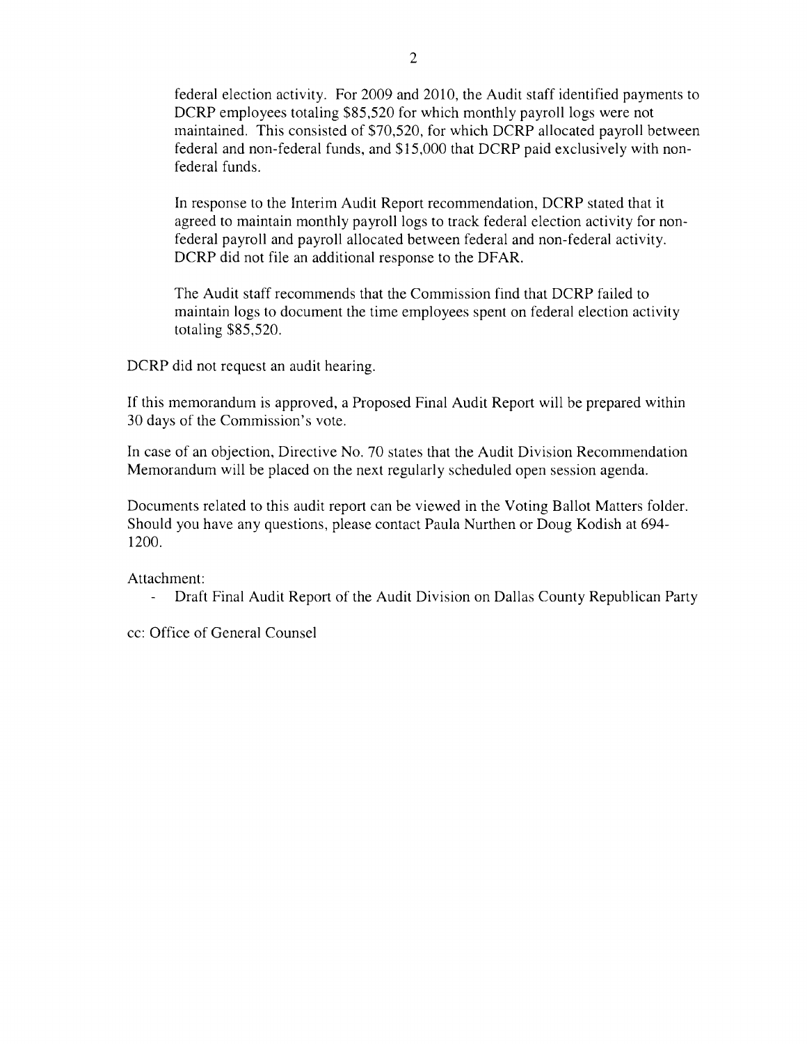federal election activity. For 2009 and 2010, the Audit staff identified payments to DCRP employees totaling $85,520 for which monthly payroll logs were not maintained. This consisted of $70,520, for which DCRP allocated payroll between federal and non-federal funds, and $15,000 that DCRP paid exclusively with non-federal funds.

In response to the Interim Audit Report recommendation, DCRP stated that it agreed to maintain monthly payroll logs to track federal election activity for non-federal payroll and payroll allocated between federal and non-federal activity. DCRP did not file an additional response to the DFAR.

The Audit staff recommends that the Commission find that DCRP failed to maintain logs to document the time employees spent on federal election activity totaling $85,520.

DCRP did not request an audit hearing.

If this memorandum is approved, a Proposed Final Audit Report will be prepared within 30 days of the Commission's vote.

In case of an objection, Directive No. 70 states that the Audit Division Recommendation Memorandum will be placed on the next regularly scheduled open session agenda.

Documents related to this audit report can be viewed in the Voting Ballot Matters folder. Should you have any questions, please contact Paula Nurthen or Doug Kodish at 694-1200.

Attachment:

- Draft Final Audit Report of the Audit Division on Dallas County Republican Party

cc: Office of General Counsel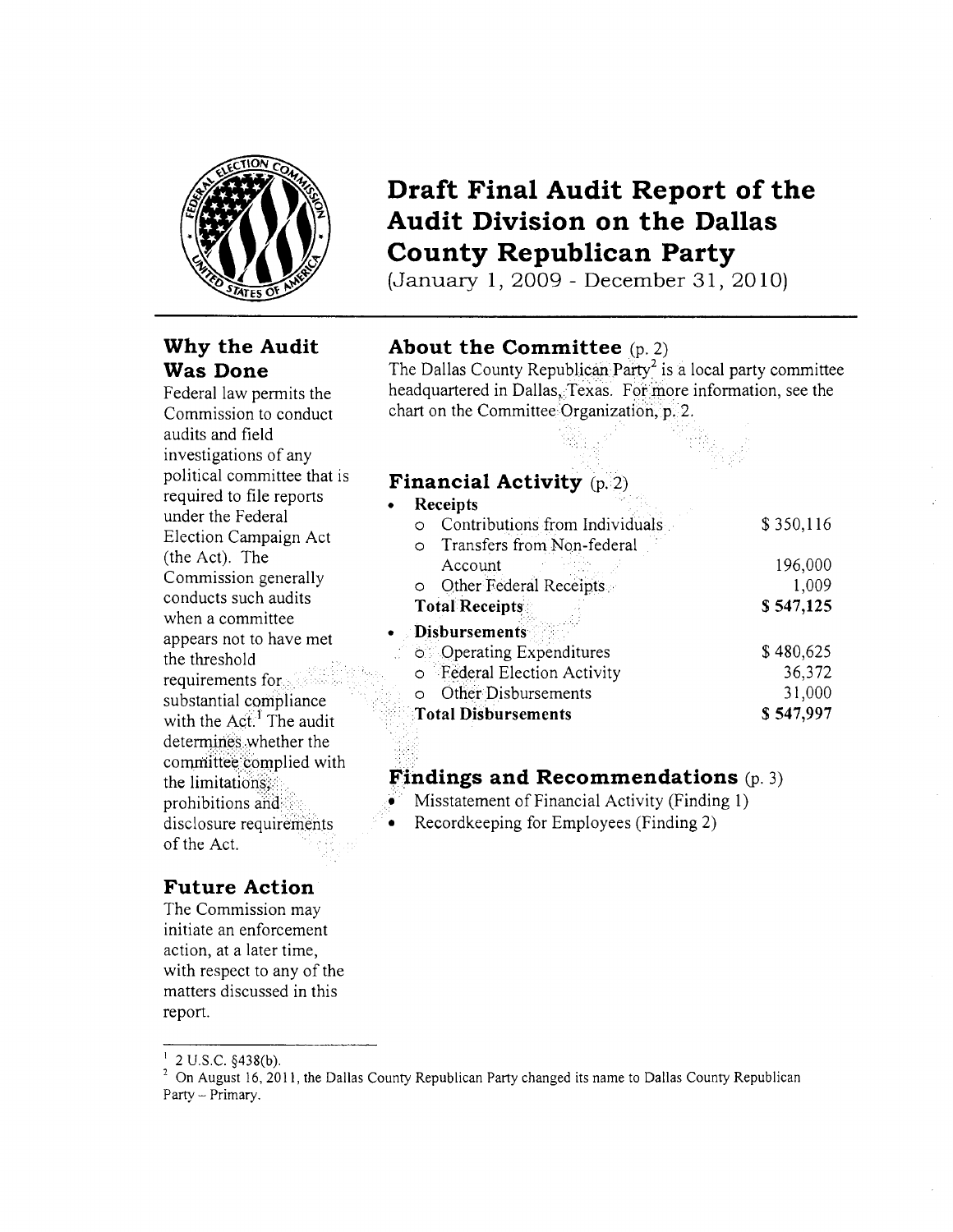# Draft Final Audit Report of the Audit Division on the Dallas County Republican Party

(January 1, 2009 - December 31, 2010)

## Why the Audit Was Done

Federal law permits the Commission to conduct audits and field investigations of any political committee that is required to file reports under the Federal Election Campaign Act (the Act). The Commission generally conducts such audits when a committee appears not to have met the threshold requirements for substantial compliance with the Act.[1] The audit determines whether the committee complied with the limitations, prohibitions and disclosure requirements of the Act.

## Future Action

The Commission may initiate an enforcement action, at a later time, with respect to any of the matters discussed in this report.

## About the Committee (p. 2)

The Dallas County Republican Party[2] is a local party committee headquartered in Dallas, Texas. For more information, see the chart on the Committee Organization, p. 2.

## Financial Activity (p. 2)

| | |
|---|---|
| **• Receipts** | |
| o Contributions from Individuals | $ 350,116 |
| o Transfers from Non-federal Account | 196,000 |
| o Other Federal Receipts | 1,009 |
| **Total Receipts** | **$ 547,125** |
| **• Disbursements** | |
| o Operating Expenditures | $ 480,625 |
| o Federal Election Activity | 36,372 |
| o Other Disbursements | 31,000 |
| **Total Disbursements** | **$ 547,997** |

## Findings and Recommendations (p. 3)

- Misstatement of Financial Activity (Finding 1)
- Recordkeeping for Employees (Finding 2)

---

[1] 2 U.S.C. §438(b).

[2] On August 16, 2011, the Dallas County Republican Party changed its name to Dallas County Republican Party – Primary.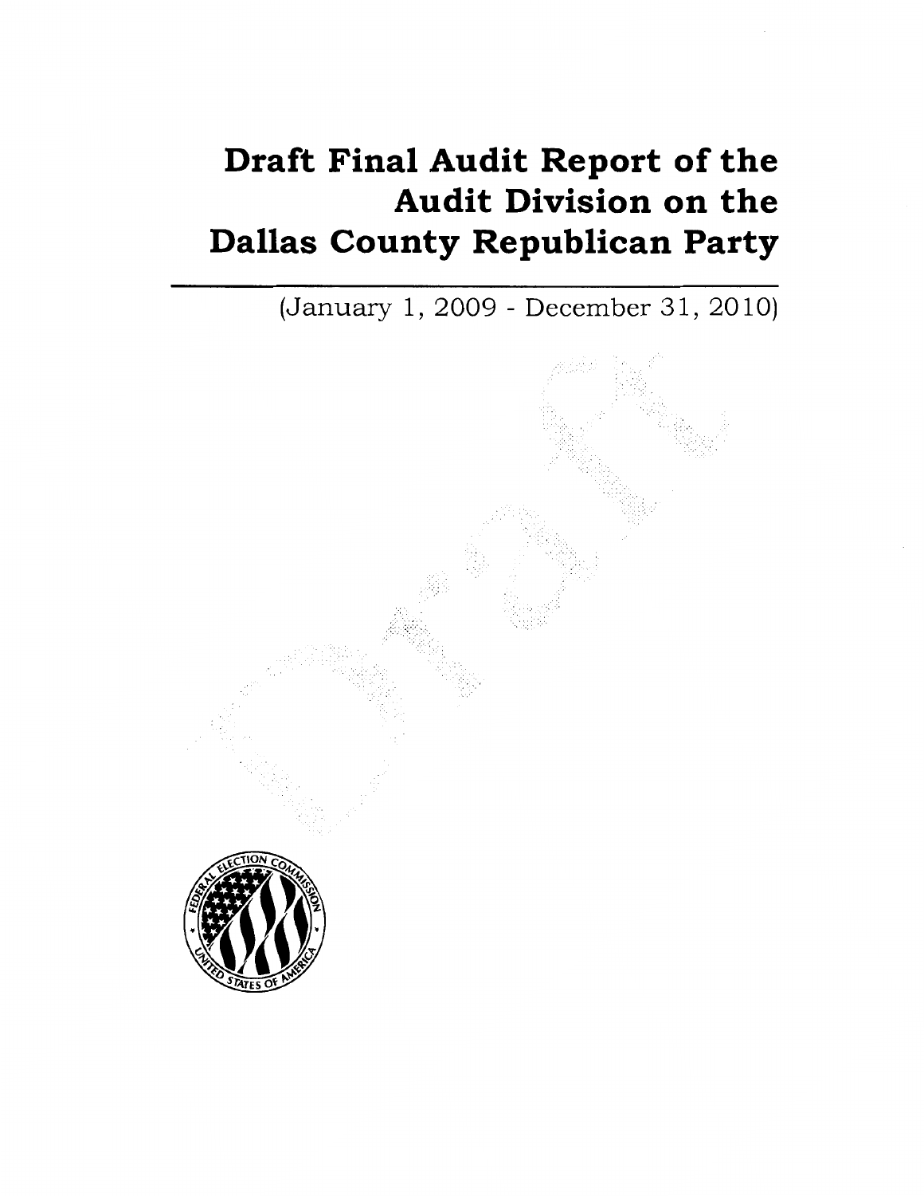# Draft Final Audit Report of the Audit Division on the Dallas County Republican Party

(January 1, 2009 - December 31, 2010)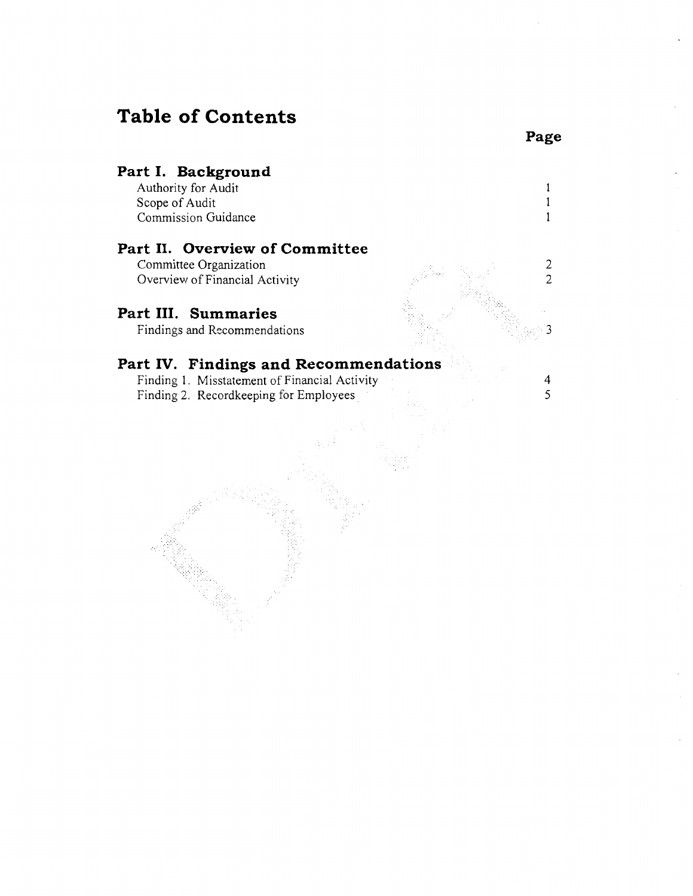# Table of Contents

| | Page |
|---|---|
| **Part I. Background** | |
| Authority for Audit | 1 |
| Scope of Audit | 1 |
| Commission Guidance | 1 |
| **Part II. Overview of Committee** | |
| Committee Organization | 2 |
| Overview of Financial Activity | 2 |
| **Part III. Summaries** | |
| Findings and Recommendations | 3 |
| **Part IV. Findings and Recommendations** | |
| Finding 1. Misstatement of Financial Activity | 4 |
| Finding 2. Recordkeeping for Employees | 5 |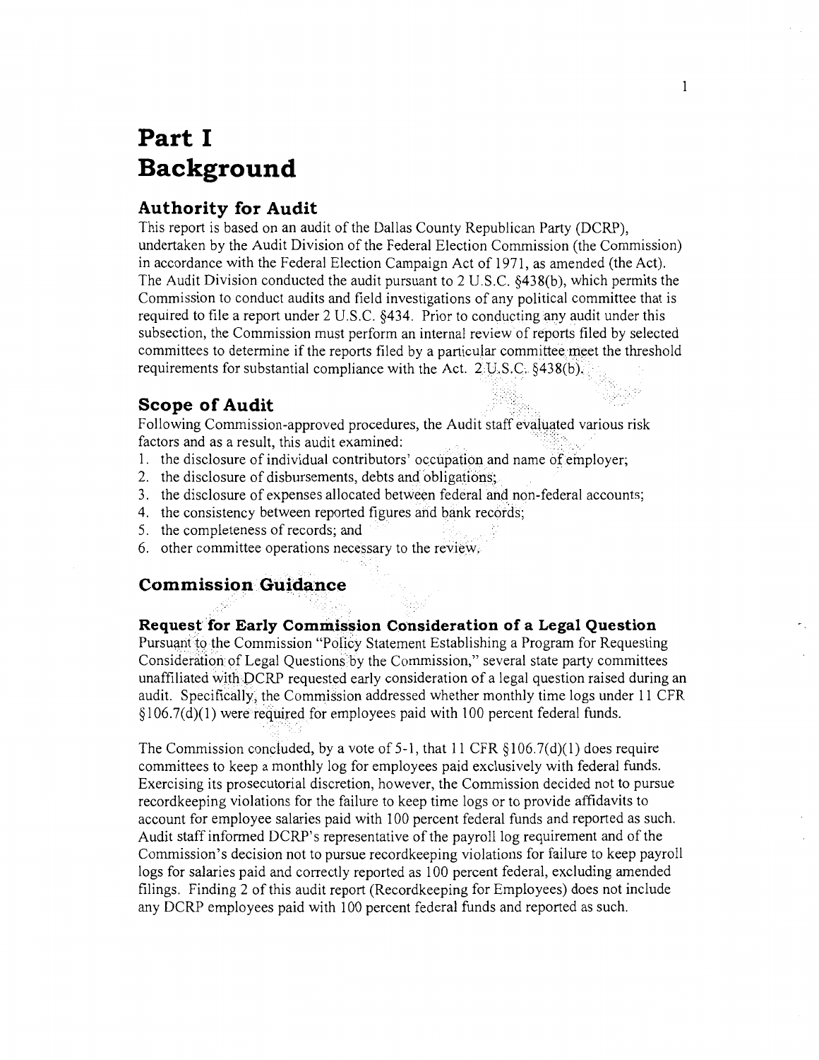# Part I
# Background

## Authority for Audit

This report is based on an audit of the Dallas County Republican Party (DCRP), undertaken by the Audit Division of the Federal Election Commission (the Commission) in accordance with the Federal Election Campaign Act of 1971, as amended (the Act). The Audit Division conducted the audit pursuant to 2 U.S.C. §438(b), which permits the Commission to conduct audits and field investigations of any political committee that is required to file a report under 2 U.S.C. §434. Prior to conducting any audit under this subsection, the Commission must perform an internal review of reports filed by selected committees to determine if the reports filed by a particular committee meet the threshold requirements for substantial compliance with the Act. 2 U.S.C. §438(b).

## Scope of Audit

Following Commission-approved procedures, the Audit staff evaluated various risk factors and as a result, this audit examined:

1. the disclosure of individual contributors' occupation and name of employer;
2. the disclosure of disbursements, debts and obligations;
3. the disclosure of expenses allocated between federal and non-federal accounts;
4. the consistency between reported figures and bank records;
5. the completeness of records; and
6. other committee operations necessary to the review.

## Commission Guidance

### Request for Early Commission Consideration of a Legal Question

Pursuant to the Commission "Policy Statement Establishing a Program for Requesting Consideration of Legal Questions by the Commission," several state party committees unaffiliated with DCRP requested early consideration of a legal question raised during an audit. Specifically, the Commission addressed whether monthly time logs under 11 CFR §106.7(d)(1) were required for employees paid with 100 percent federal funds.

The Commission concluded, by a vote of 5-1, that 11 CFR §106.7(d)(1) does require committees to keep a monthly log for employees paid exclusively with federal funds. Exercising its prosecutorial discretion, however, the Commission decided not to pursue recordkeeping violations for the failure to keep time logs or to provide affidavits to account for employee salaries paid with 100 percent federal funds and reported as such. Audit staff informed DCRP's representative of the payroll log requirement and of the Commission's decision not to pursue recordkeeping violations for failure to keep payroll logs for salaries paid and correctly reported as 100 percent federal, excluding amended filings. Finding 2 of this audit report (Recordkeeping for Employees) does not include any DCRP employees paid with 100 percent federal funds and reported as such.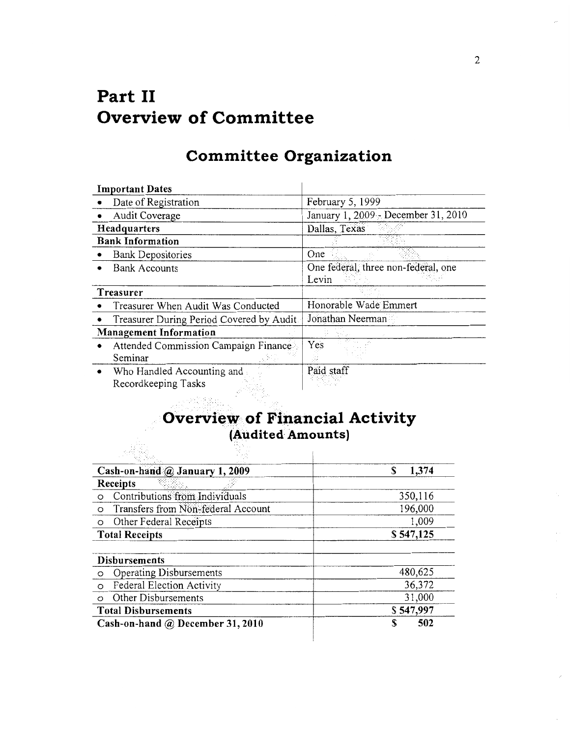# Part II
# Overview of Committee

## Committee Organization

| Important Dates | |
|---|---|
| • Date of Registration | February 5, 1999 |
| • Audit Coverage | January 1, 2009 - December 31, 2010 |
| **Headquarters** | Dallas, Texas |
| **Bank Information** | |
| • Bank Depositories | One |
| • Bank Accounts | One federal, three non-federal, one Levin |
| **Treasurer** | |
| • Treasurer When Audit Was Conducted | Honorable Wade Emmert |
| • Treasurer During Period Covered by Audit | Jonathan Neerman |
| **Management Information** | |
| • Attended Commission Campaign Finance Seminar | Yes |
| • Who Handled Accounting and Recordkeeping Tasks | Paid staff |

## Overview of Financial Activity
### (Audited Amounts)

| Cash-on-hand @ January 1, 2009 | $ 1,374 |
|---|---|
| **Receipts** | |
| ○ Contributions from Individuals | 350,116 |
| ○ Transfers from Non-federal Account | 196,000 |
| ○ Other Federal Receipts | 1,009 |
| **Total Receipts** | **$ 547,125** |
| | |
| **Disbursements** | |
| ○ Operating Disbursements | 480,625 |
| ○ Federal Election Activity | 36,372 |
| ○ Other Disbursements | 31,000 |
| **Total Disbursements** | **$ 547,997** |
| **Cash-on-hand @ December 31, 2010** | **$ 502** |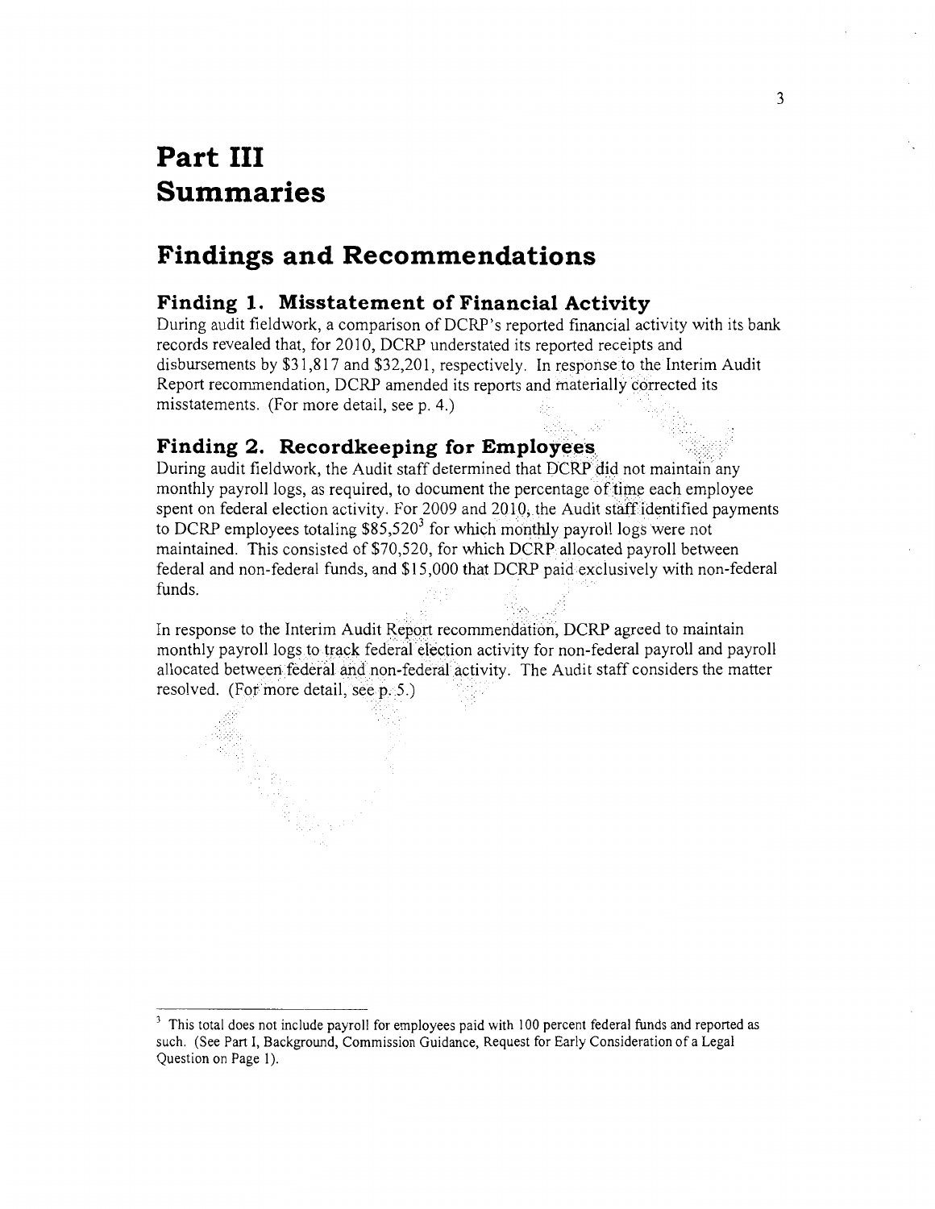# Part III
# Summaries

## Findings and Recommendations

### Finding 1. Misstatement of Financial Activity

During audit fieldwork, a comparison of DCRP's reported financial activity with its bank records revealed that, for 2010, DCRP understated its reported receipts and disbursements by $31,817 and $32,201, respectively. In response to the Interim Audit Report recommendation, DCRP amended its reports and materially corrected its misstatements. (For more detail, see p. 4.)

### Finding 2. Recordkeeping for Employees

During audit fieldwork, the Audit staff determined that DCRP did not maintain any monthly payroll logs, as required, to document the percentage of time each employee spent on federal election activity. For 2009 and 2010, the Audit staff identified payments to DCRP employees totaling $85,520[3] for which monthly payroll logs were not maintained. This consisted of $70,520, for which DCRP allocated payroll between federal and non-federal funds, and $15,000 that DCRP paid exclusively with non-federal funds.

In response to the Interim Audit Report recommendation, DCRP agreed to maintain monthly payroll logs to track federal election activity for non-federal payroll and payroll allocated between federal and non-federal activity. The Audit staff considers the matter resolved. (For more detail, see p. 5.)

---

[3] This total does not include payroll for employees paid with 100 percent federal funds and reported as such. (See Part I, Background, Commission Guidance, Request for Early Consideration of a Legal Question on Page 1).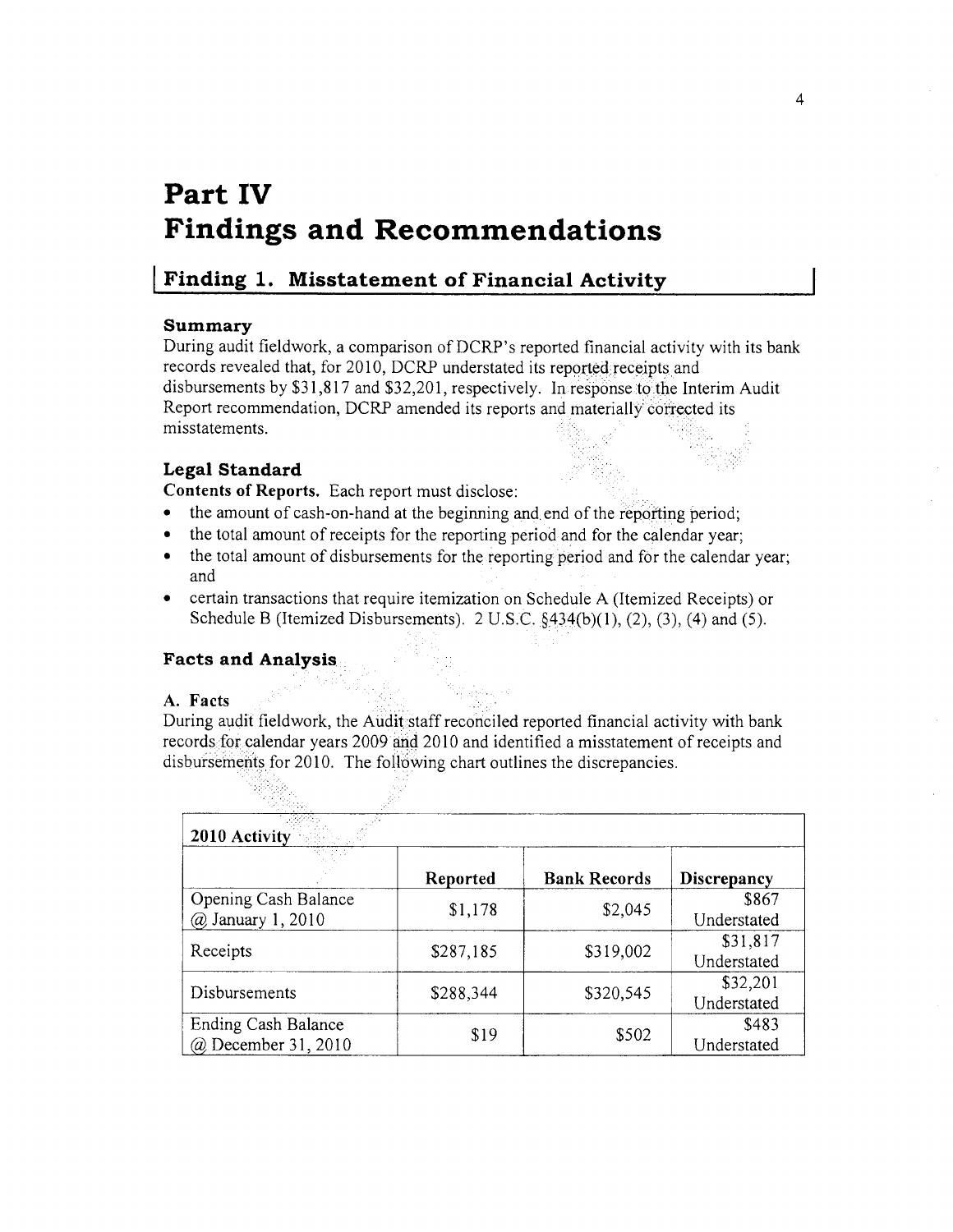# Part IV
# Findings and Recommendations

## Finding 1. Misstatement of Financial Activity

### Summary

During audit fieldwork, a comparison of DCRP's reported financial activity with its bank records revealed that, for 2010, DCRP understated its reported receipts and disbursements by $31,817 and $32,201, respectively. In response to the Interim Audit Report recommendation, DCRP amended its reports and materially corrected its misstatements.

### Legal Standard

**Contents of Reports.** Each report must disclose:

- the amount of cash-on-hand at the beginning and end of the reporting period;
- the total amount of receipts for the reporting period and for the calendar year;
- the total amount of disbursements for the reporting period and for the calendar year; and
- certain transactions that require itemization on Schedule A (Itemized Receipts) or Schedule B (Itemized Disbursements). 2 U.S.C. §434(b)(1), (2), (3), (4) and (5).

### Facts and Analysis

**A. Facts**

During audit fieldwork, the Audit staff reconciled reported financial activity with bank records for calendar years 2009 and 2010 and identified a misstatement of receipts and disbursements for 2010. The following chart outlines the discrepancies.

| 2010 Activity | | | |
|---|---|---|---|
| | **Reported** | **Bank Records** | **Discrepancy** |
| Opening Cash Balance @ January 1, 2010 | $1,178 | $2,045 | $867 Understated |
| Receipts | $287,185 | $319,002 | $31,817 Understated |
| Disbursements | $288,344 | $320,545 | $32,201 Understated |
| Ending Cash Balance @ December 31, 2010 | $19 | $502 | $483 Understated |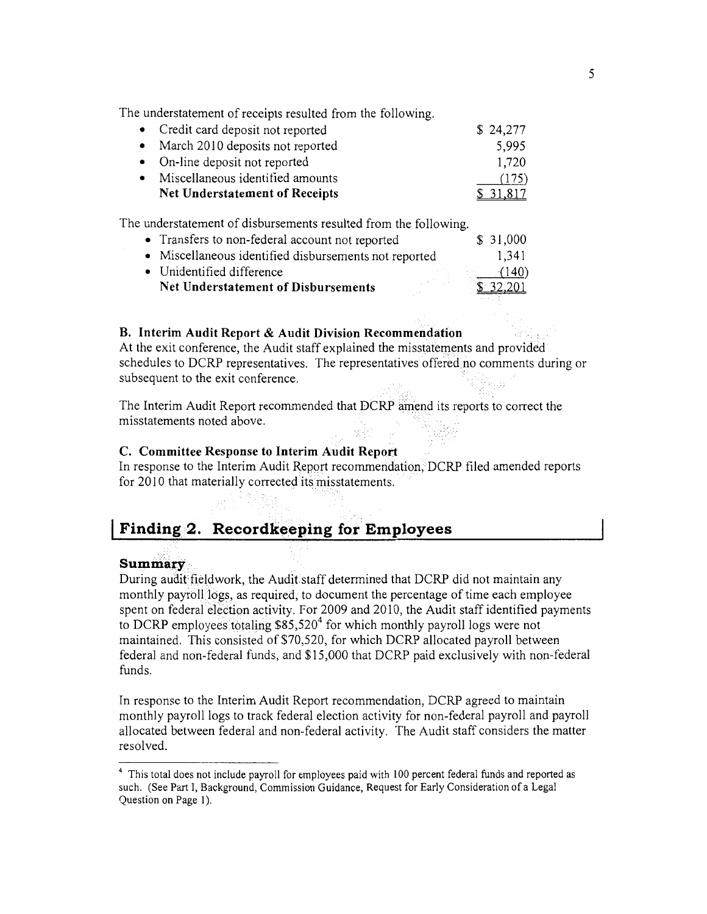The understatement of receipts resulted from the following.

| | |
|---|---|
| • Credit card deposit not reported | $ 24,277 |
| • March 2010 deposits not reported | 5,995 |
| • On-line deposit not reported | 1,720 |
| • Miscellaneous identified amounts | (175) |
| **Net Understatement of Receipts** | $ 31,817 |

The understatement of disbursements resulted from the following.

| | |
|---|---|
| • Transfers to non-federal account not reported | $ 31,000 |
| • Miscellaneous identified disbursements not reported | 1,341 |
| • Unidentified difference | (140) |
| **Net Understatement of Disbursements** | $ 32,201 |

### B. Interim Audit Report & Audit Division Recommendation

At the exit conference, the Audit staff explained the misstatements and provided schedules to DCRP representatives. The representatives offered no comments during or subsequent to the exit conference.

The Interim Audit Report recommended that DCRP amend its reports to correct the misstatements noted above.

### C. Committee Response to Interim Audit Report

In response to the Interim Audit Report recommendation, DCRP filed amended reports for 2010 that materially corrected its misstatements.

## Finding 2. Recordkeeping for Employees

### Summary

During audit fieldwork, the Audit staff determined that DCRP did not maintain any monthly payroll logs, as required, to document the percentage of time each employee spent on federal election activity. For 2009 and 2010, the Audit staff identified payments to DCRP employees totaling $85,520[4] for which monthly payroll logs were not maintained. This consisted of $70,520, for which DCRP allocated payroll between federal and non-federal funds, and $15,000 that DCRP paid exclusively with non-federal funds.

In response to the Interim Audit Report recommendation, DCRP agreed to maintain monthly payroll logs to track federal election activity for non-federal payroll and payroll allocated between federal and non-federal activity. The Audit staff considers the matter resolved.

---

[4] This total does not include payroll for employees paid with 100 percent federal funds and reported as such. (See Part I, Background, Commission Guidance, Request for Early Consideration of a Legal Question on Page 1).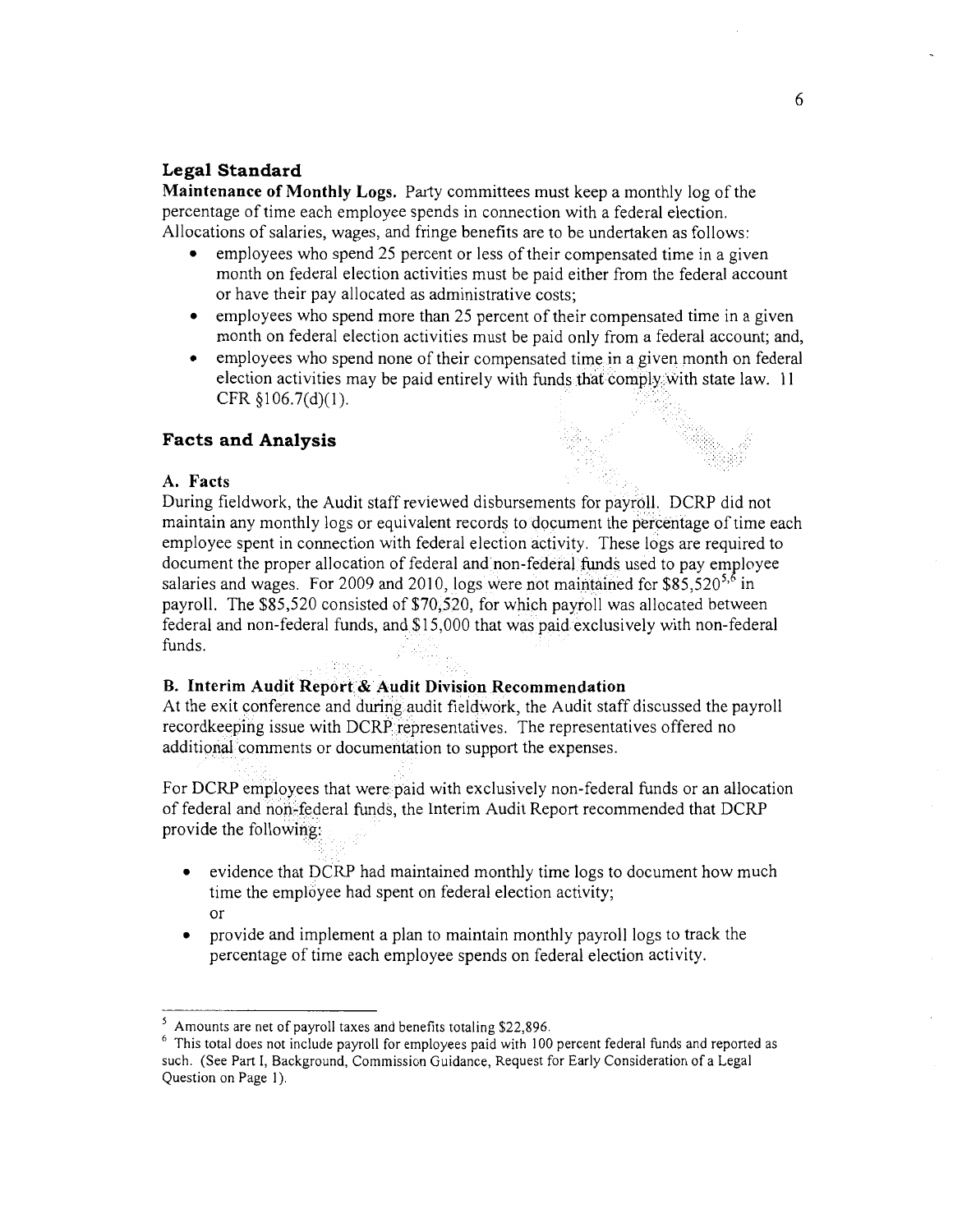## Legal Standard

**Maintenance of Monthly Logs.** Party committees must keep a monthly log of the percentage of time each employee spends in connection with a federal election. Allocations of salaries, wages, and fringe benefits are to be undertaken as follows:

- employees who spend 25 percent or less of their compensated time in a given month on federal election activities must be paid either from the federal account or have their pay allocated as administrative costs;
- employees who spend more than 25 percent of their compensated time in a given month on federal election activities must be paid only from a federal account; and,
- employees who spend none of their compensated time in a given month on federal election activities may be paid entirely with funds that comply with state law. 11 CFR §106.7(d)(1).

## Facts and Analysis

### A. Facts

During fieldwork, the Audit staff reviewed disbursements for payroll. DCRP did not maintain any monthly logs or equivalent records to document the percentage of time each employee spent in connection with federal election activity. These logs are required to document the proper allocation of federal and non-federal funds used to pay employee salaries and wages. For 2009 and 2010, logs were not maintained for $85,520[5,6] in payroll. The $85,520 consisted of $70,520, for which payroll was allocated between federal and non-federal funds, and $15,000 that was paid exclusively with non-federal funds.

### B. Interim Audit Report & Audit Division Recommendation

At the exit conference and during audit fieldwork, the Audit staff discussed the payroll recordkeeping issue with DCRP representatives. The representatives offered no additional comments or documentation to support the expenses.

For DCRP employees that were paid with exclusively non-federal funds or an allocation of federal and non-federal funds, the Interim Audit Report recommended that DCRP provide the following:

- evidence that DCRP had maintained monthly time logs to document how much time the employee had spent on federal election activity;
  or
- provide and implement a plan to maintain monthly payroll logs to track the percentage of time each employee spends on federal election activity.

---

[5] Amounts are net of payroll taxes and benefits totaling $22,896.

[6] This total does not include payroll for employees paid with 100 percent federal funds and reported as such. (See Part I, Background, Commission Guidance, Request for Early Consideration of a Legal Question on Page 1).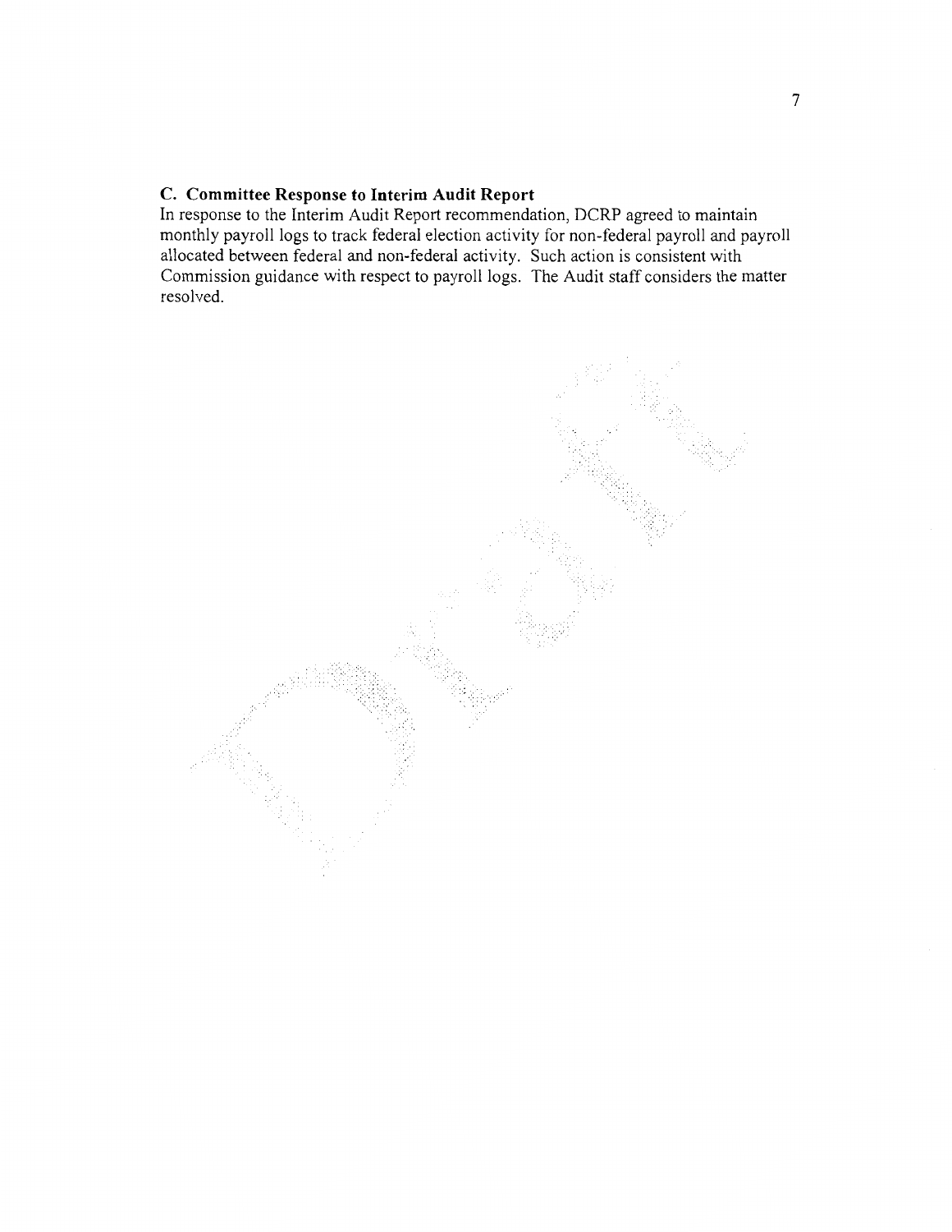### C. Committee Response to Interim Audit Report

In response to the Interim Audit Report recommendation, DCRP agreed to maintain monthly payroll logs to track federal election activity for non-federal payroll and payroll allocated between federal and non-federal activity. Such action is consistent with Commission guidance with respect to payroll logs. The Audit staff considers the matter resolved.